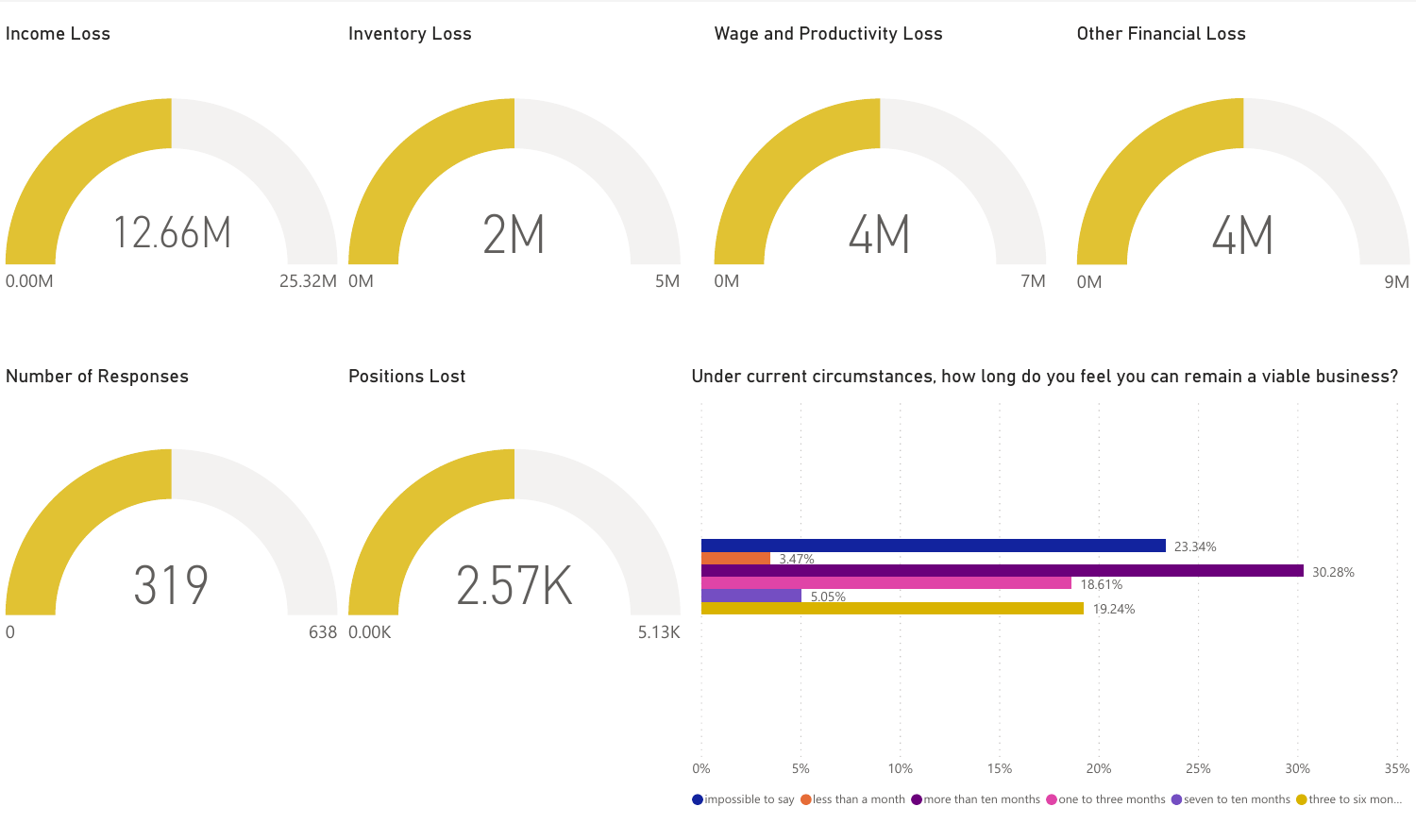## Income Loss

12.66M

0.00M — 25.32M

## Inventory Loss

2M

0M — 5M

## Wage and Productivity Loss

4M

0M — 7M

## Other Financial Loss

4M

0M — 9M

## Number of Responses

319

0 — 638

## Positions Lost

2.57K

0.00K — 5.13K

## Under current circumstances, how long do you feel you can remain a viable business?

| Response | Percentage |
| --- | --- |
| impossible to say | 23.34% |
| less than a month | 3.47% |
| more than ten months | 30.28% |
| one to three months | 18.61% |
| seven to ten months | 5.05% |
| three to six mon... | 19.24% |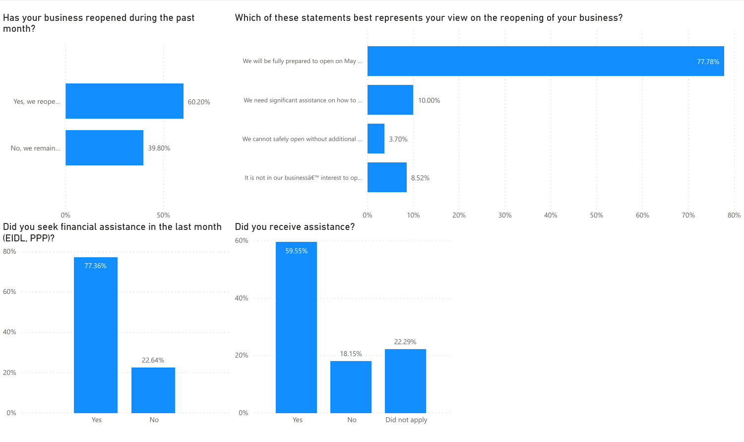## Has your business reopened during the past month?

Yes, we reope...
60.20%

No, we remain...
39.80%

0%
50%

## Which of these statements best represents your view on the reopening of your business?

We will be fully prepared to open on May ...
77.78%

We need significant assistance on how to ...
10.00%

We cannot safely open without additional ...
3.70%

It is not in our businessâ€™ interest to op...
8.52%

0%
10%
20%
30%
40%
50%
60%
70%
80%

## Did you seek financial assistance in the last month (EIDL, PPP)?

80%
60%
40%
20%
0%

77.36%
22.64%

Yes
No

## Did you receive assistance?

60%
40%
20%
0%

59.55%
18.15%
22.29%

Yes
No
Did not apply